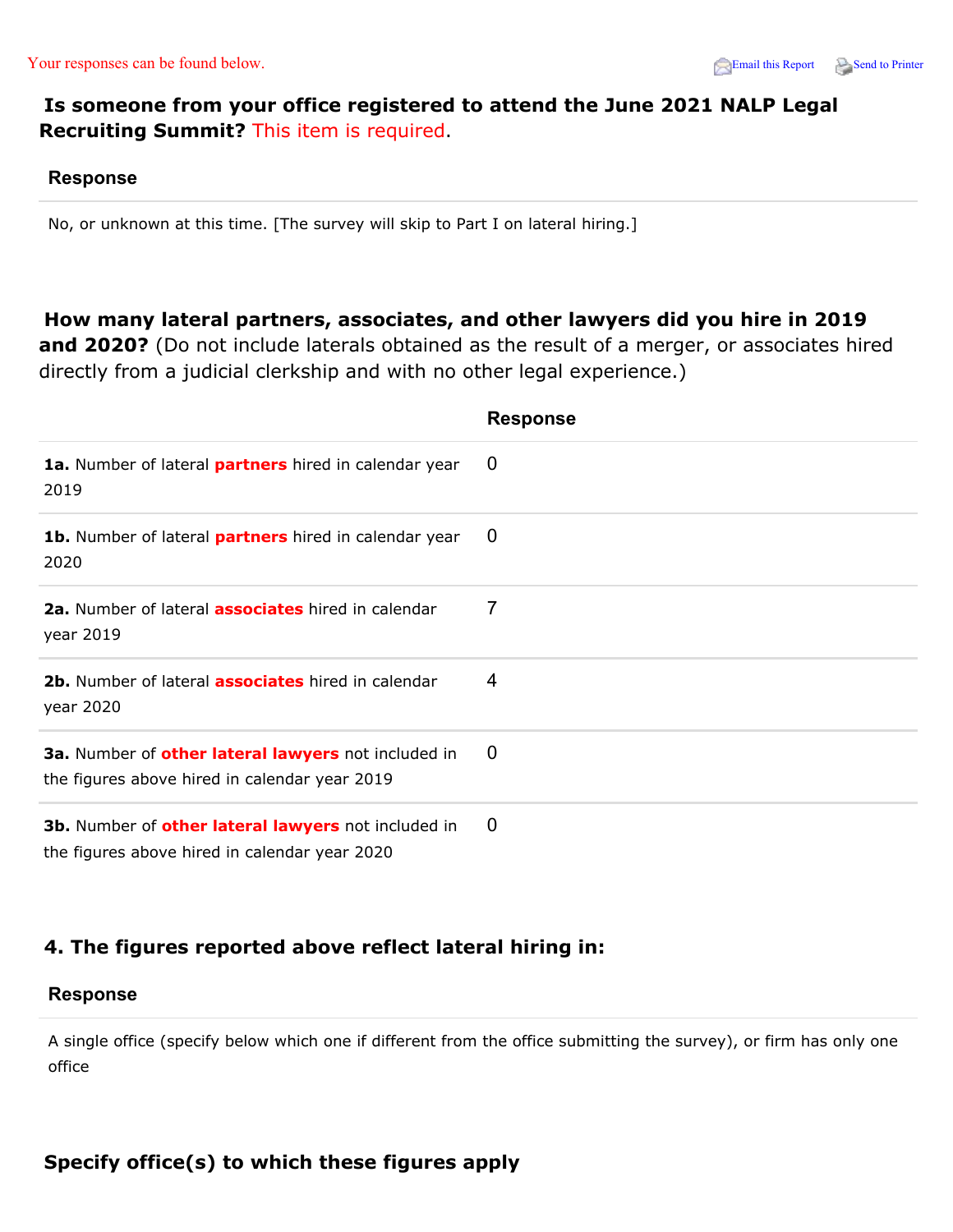Your responses can be found below.

**Is someone from your office registered to attend the June 2021 NALP Legal Recruiting Summit?** This item is required.

| Response |
|---|
| No, or unknown at this time. [The survey will skip to Part I on lateral hiring.] |

**How many lateral partners, associates, and other lawyers did you hire in 2019 and 2020?** (Do not include laterals obtained as the result of a merger, or associates hired directly from a judicial clerkship and with no other legal experience.)

| | Response |
|---|---|
| **1a.** Number of lateral **partners** hired in calendar year 2019 | 0 |
| **1b.** Number of lateral **partners** hired in calendar year 2020 | 0 |
| **2a.** Number of lateral **associates** hired in calendar year 2019 | 7 |
| **2b.** Number of lateral **associates** hired in calendar year 2020 | 4 |
| **3a.** Number of **other lateral lawyers** not included in the figures above hired in calendar year 2019 | 0 |
| **3b.** Number of **other lateral lawyers** not included in the figures above hired in calendar year 2020 | 0 |

**4. The figures reported above reflect lateral hiring in:**

| Response |
|---|
| A single office (specify below which one if different from the office submitting the survey), or firm has only one office |

**Specify office(s) to which these figures apply**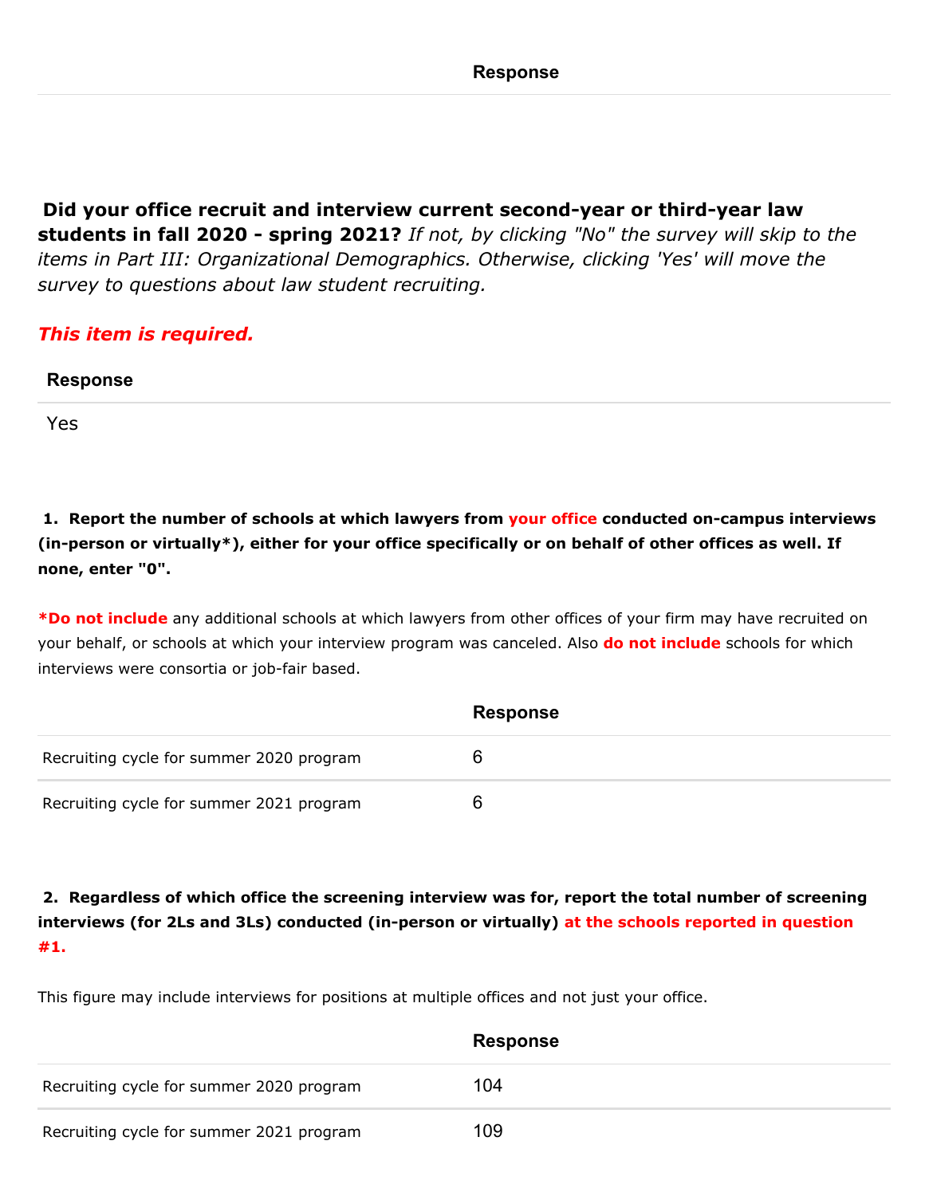| | Response |
|---|---|

**Did your office recruit and interview current second-year or third-year law students in fall 2020 - spring 2021?** *If not, by clicking "No" the survey will skip to the items in Part III: Organizational Demographics. Otherwise, clicking 'Yes' will move the survey to questions about law student recruiting.*

***This item is required.***

| Response |
|---|
| Yes |

**1. Report the number of schools at which lawyers from your office conducted on-campus interviews (in-person or virtually*), either for your office specifically or on behalf of other offices as well. If none, enter "0".**

**\*Do not include** any additional schools at which lawyers from other offices of your firm may have recruited on your behalf, or schools at which your interview program was canceled. Also **do not include** schools for which interviews were consortia or job-fair based.

| | Response |
|---|---|
| Recruiting cycle for summer 2020 program | 6 |
| Recruiting cycle for summer 2021 program | 6 |

**2. Regardless of which office the screening interview was for, report the total number of screening interviews (for 2Ls and 3Ls) conducted (in-person or virtually) at the schools reported in question #1.**

This figure may include interviews for positions at multiple offices and not just your office.

| | Response |
|---|---|
| Recruiting cycle for summer 2020 program | 104 |
| Recruiting cycle for summer 2021 program | 109 |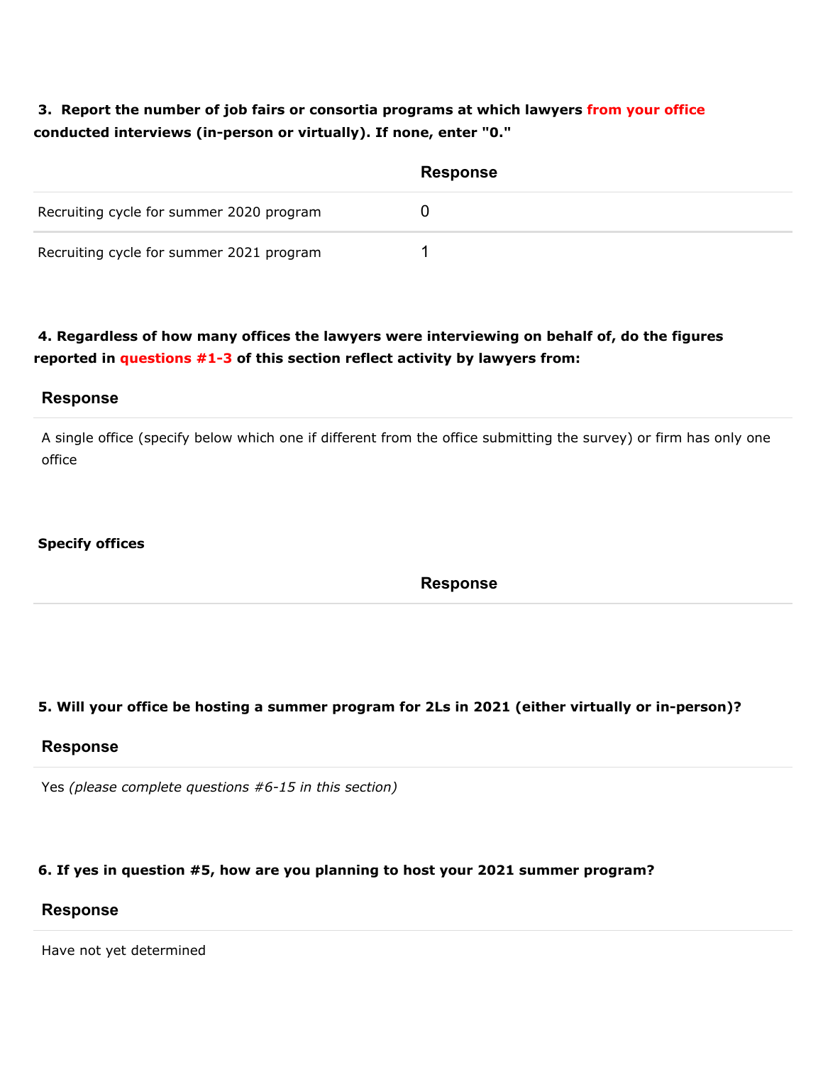**3. Report the number of job fairs or consortia programs at which lawyers from your office conducted interviews (in-person or virtually). If none, enter "0."**

| | Response |
|---|---|
| Recruiting cycle for summer 2020 program | 0 |
| Recruiting cycle for summer 2021 program | 1 |

**4. Regardless of how many offices the lawyers were interviewing on behalf of, do the figures reported in questions #1-3 of this section reflect activity by lawyers from:**

| Response |
|---|
| A single office (specify below which one if different from the office submitting the survey) or firm has only one office |

**Specify offices**

| | Response |
|---|---|
| | |

**5. Will your office be hosting a summer program for 2Ls in 2021 (either virtually or in-person)?**

| Response |
|---|
| Yes *(please complete questions #6-15 in this section)* |

**6. If yes in question #5, how are you planning to host your 2021 summer program?**

| Response |
|---|
| Have not yet determined |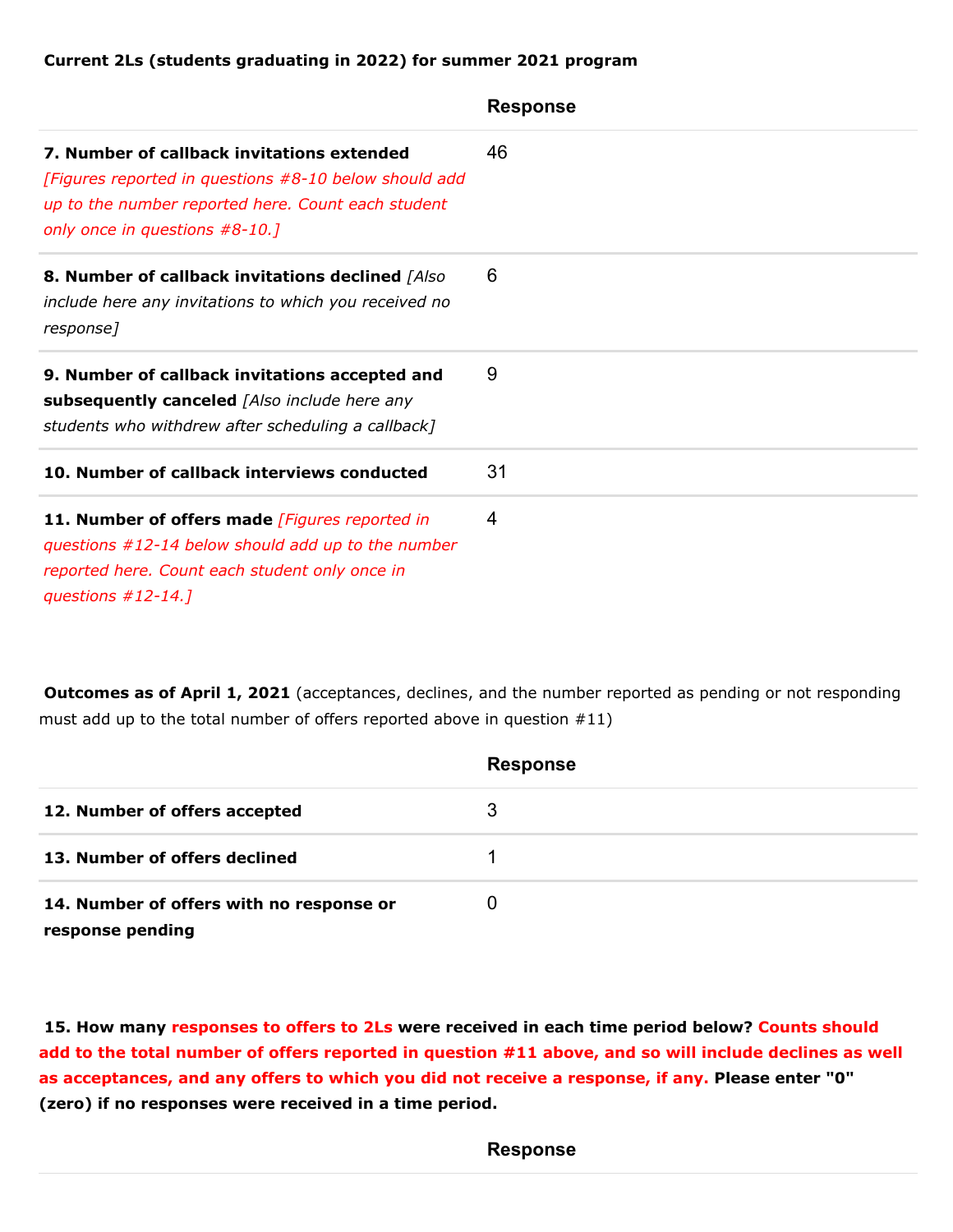**Current 2Ls (students graduating in 2022) for summer 2021 program**

| | Response |
|---|---|
| **7. Number of callback invitations extended** *[Figures reported in questions #8-10 below should add up to the number reported here. Count each student only once in questions #8-10.]* | 46 |
| **8. Number of callback invitations declined** *[Also include here any invitations to which you received no response]* | 6 |
| **9. Number of callback invitations accepted and subsequently canceled** *[Also include here any students who withdrew after scheduling a callback]* | 9 |
| **10. Number of callback interviews conducted** | 31 |
| **11. Number of offers made** *[Figures reported in questions #12-14 below should add up to the number reported here. Count each student only once in questions #12-14.]* | 4 |

**Outcomes as of April 1, 2021** (acceptances, declines, and the number reported as pending or not responding must add up to the total number of offers reported above in question #11)

| | Response |
|---|---|
| **12. Number of offers accepted** | 3 |
| **13. Number of offers declined** | 1 |
| **14. Number of offers with no response or response pending** | 0 |

**15. How many responses to offers to 2Ls were received in each time period below? Counts should add to the total number of offers reported in question #11 above, and so will include declines as well as acceptances, and any offers to which you did not receive a response, if any. Please enter "0" (zero) if no responses were received in a time period.**

| | Response |
|---|---|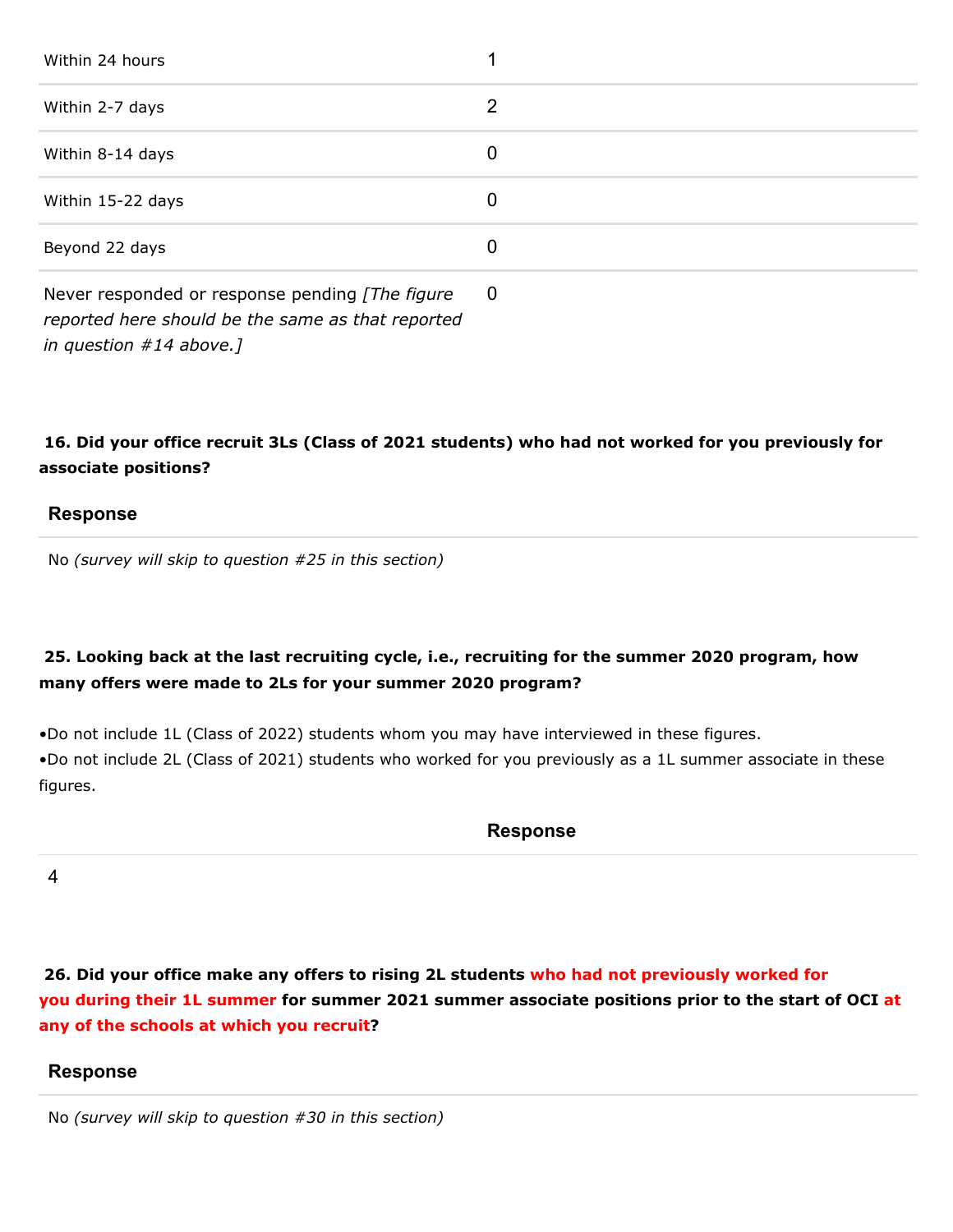| | |
|---|---|
| Within 24 hours | 1 |
| Within 2-7 days | 2 |
| Within 8-14 days | 0 |
| Within 15-22 days | 0 |
| Beyond 22 days | 0 |
| Never responded or response pending *[The figure reported here should be the same as that reported in question #14 above.]* | 0 |

**16. Did your office recruit 3Ls (Class of 2021 students) who had not worked for you previously for associate positions?**

| Response |
|---|
| No *(survey will skip to question #25 in this section)* |

**25. Looking back at the last recruiting cycle, i.e., recruiting for the summer 2020 program, how many offers were made to 2Ls for your summer 2020 program?**

- Do not include 1L (Class of 2022) students whom you may have interviewed in these figures.
- Do not include 2L (Class of 2021) students who worked for you previously as a 1L summer associate in these figures.

| Response |
|---|
| 4 |

**26. Did your office make any offers to rising 2L students who had not previously worked for you during their 1L summer for summer 2021 summer associate positions prior to the start of OCI at any of the schools at which you recruit?**

| Response |
|---|
| No *(survey will skip to question #30 in this section)* |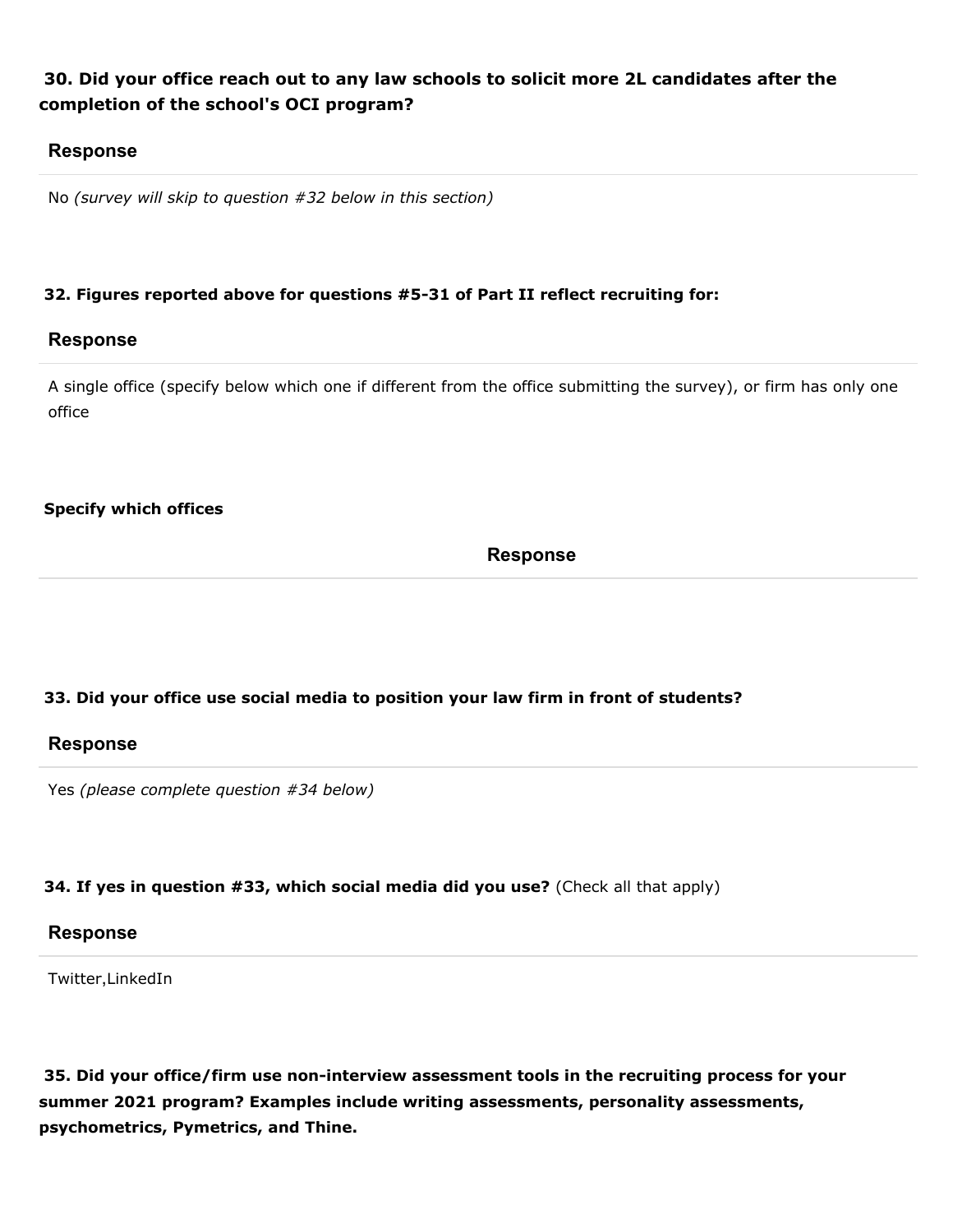**30. Did your office reach out to any law schools to solicit more 2L candidates after the completion of the school's OCI program?**

### Response

No *(survey will skip to question #32 below in this section)*

**32. Figures reported above for questions #5-31 of Part II reflect recruiting for:**

### Response

A single office (specify below which one if different from the office submitting the survey), or firm has only one office

**Specify which offices**

### Response

**33. Did your office use social media to position your law firm in front of students?**

### Response

Yes *(please complete question #34 below)*

**34. If yes in question #33, which social media did you use?** (Check all that apply)

### Response

Twitter,LinkedIn

**35. Did your office/firm use non-interview assessment tools in the recruiting process for your summer 2021 program? Examples include writing assessments, personality assessments, psychometrics, Pymetrics, and Thine.**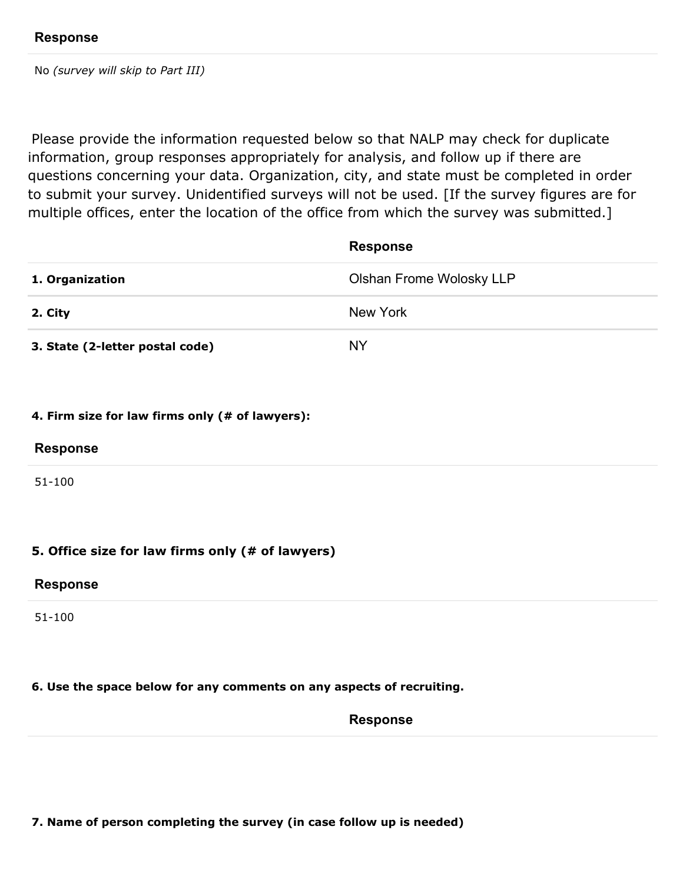| Response |
| --- |
| No *(survey will skip to Part III)* |

Please provide the information requested below so that NALP may check for duplicate information, group responses appropriately for analysis, and follow up if there are questions concerning your data. Organization, city, and state must be completed in order to submit your survey. Unidentified surveys will not be used. [If the survey figures are for multiple offices, enter the location of the office from which the survey was submitted.]

| | Response |
| --- | --- |
| **1. Organization** | Olshan Frome Wolosky LLP |
| **2. City** | New York |
| **3. State (2-letter postal code)** | NY |

**4. Firm size for law firms only (# of lawyers):**

| Response |
| --- |
| 51-100 |

**5. Office size for law firms only (# of lawyers)**

| Response |
| --- |
| 51-100 |

**6. Use the space below for any comments on any aspects of recruiting.**

| | Response |
| --- | --- |
| | |

**7. Name of person completing the survey (in case follow up is needed)**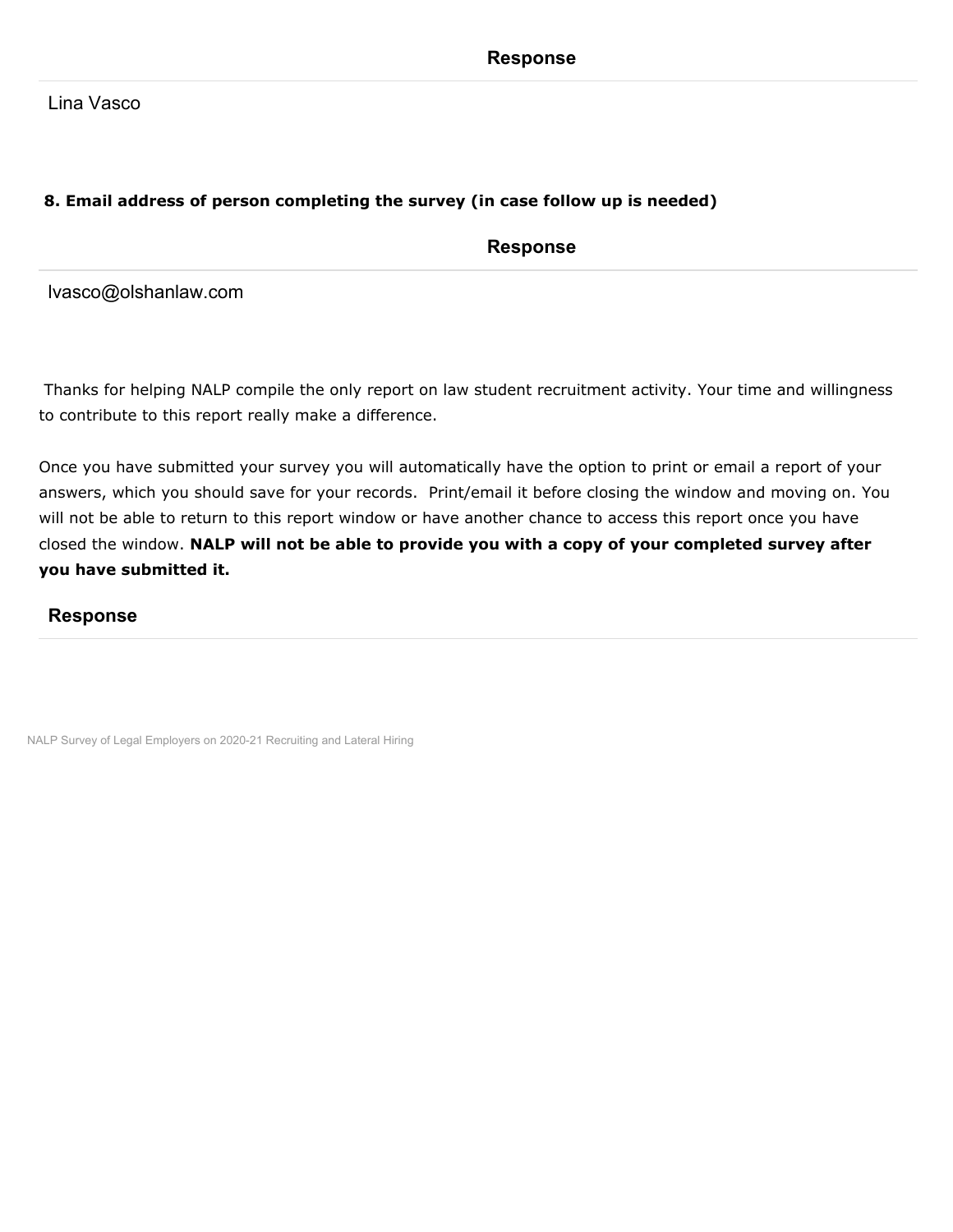**Response**

Lina Vasco

**8. Email address of person completing the survey (in case follow up is needed)**

**Response**

lvasco@olshanlaw.com

Thanks for helping NALP compile the only report on law student recruitment activity. Your time and willingness to contribute to this report really make a difference.

Once you have submitted your survey you will automatically have the option to print or email a report of your answers, which you should save for your records. Print/email it before closing the window and moving on. You will not be able to return to this report window or have another chance to access this report once you have closed the window. **NALP will not be able to provide you with a copy of your completed survey after you have submitted it.**

**Response**